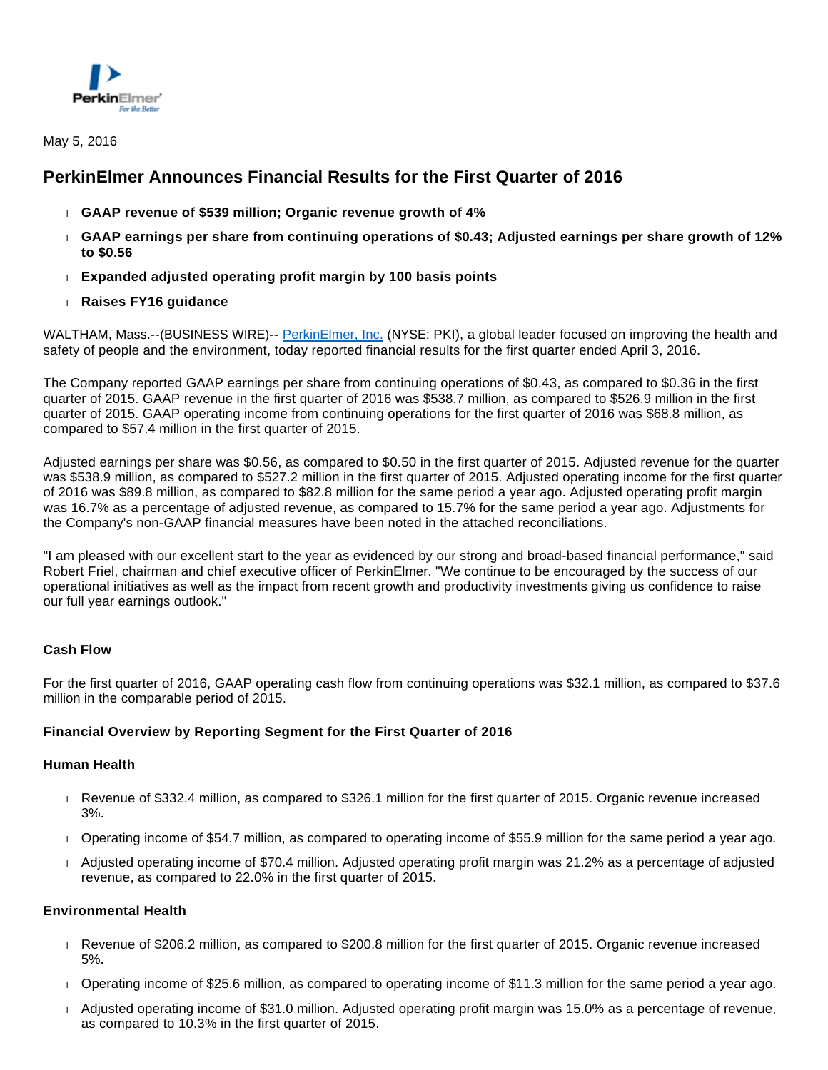May 5, 2016

# PerkinElmer Announces Financial Results for the First Quarter of 2016

- **GAAP revenue of $539 million; Organic revenue growth of 4%**
- **GAAP earnings per share from continuing operations of $0.43; Adjusted earnings per share growth of 12% to $0.56**
- **Expanded adjusted operating profit margin by 100 basis points**
- **Raises FY16 guidance**

WALTHAM, Mass.--(BUSINESS WIRE)-- PerkinElmer, Inc. (NYSE: PKI), a global leader focused on improving the health and safety of people and the environment, today reported financial results for the first quarter ended April 3, 2016.

The Company reported GAAP earnings per share from continuing operations of $0.43, as compared to $0.36 in the first quarter of 2015. GAAP revenue in the first quarter of 2016 was $538.7 million, as compared to $526.9 million in the first quarter of 2015. GAAP operating income from continuing operations for the first quarter of 2016 was $68.8 million, as compared to $57.4 million in the first quarter of 2015.

Adjusted earnings per share was $0.56, as compared to $0.50 in the first quarter of 2015. Adjusted revenue for the quarter was $538.9 million, as compared to $527.2 million in the first quarter of 2015. Adjusted operating income for the first quarter of 2016 was $89.8 million, as compared to $82.8 million for the same period a year ago. Adjusted operating profit margin was 16.7% as a percentage of adjusted revenue, as compared to 15.7% for the same period a year ago. Adjustments for the Company's non-GAAP financial measures have been noted in the attached reconciliations.

"I am pleased with our excellent start to the year as evidenced by our strong and broad-based financial performance," said Robert Friel, chairman and chief executive officer of PerkinElmer. "We continue to be encouraged by the success of our operational initiatives as well as the impact from recent growth and productivity investments giving us confidence to raise our full year earnings outlook."

### Cash Flow

For the first quarter of 2016, GAAP operating cash flow from continuing operations was $32.1 million, as compared to $37.6 million in the comparable period of 2015.

### Financial Overview by Reporting Segment for the First Quarter of 2016

### Human Health

- Revenue of $332.4 million, as compared to $326.1 million for the first quarter of 2015. Organic revenue increased 3%.
- Operating income of $54.7 million, as compared to operating income of $55.9 million for the same period a year ago.
- Adjusted operating income of $70.4 million. Adjusted operating profit margin was 21.2% as a percentage of adjusted revenue, as compared to 22.0% in the first quarter of 2015.

### Environmental Health

- Revenue of $206.2 million, as compared to $200.8 million for the first quarter of 2015. Organic revenue increased 5%.
- Operating income of $25.6 million, as compared to operating income of $11.3 million for the same period a year ago.
- Adjusted operating income of $31.0 million. Adjusted operating profit margin was 15.0% as a percentage of revenue, as compared to 10.3% in the first quarter of 2015.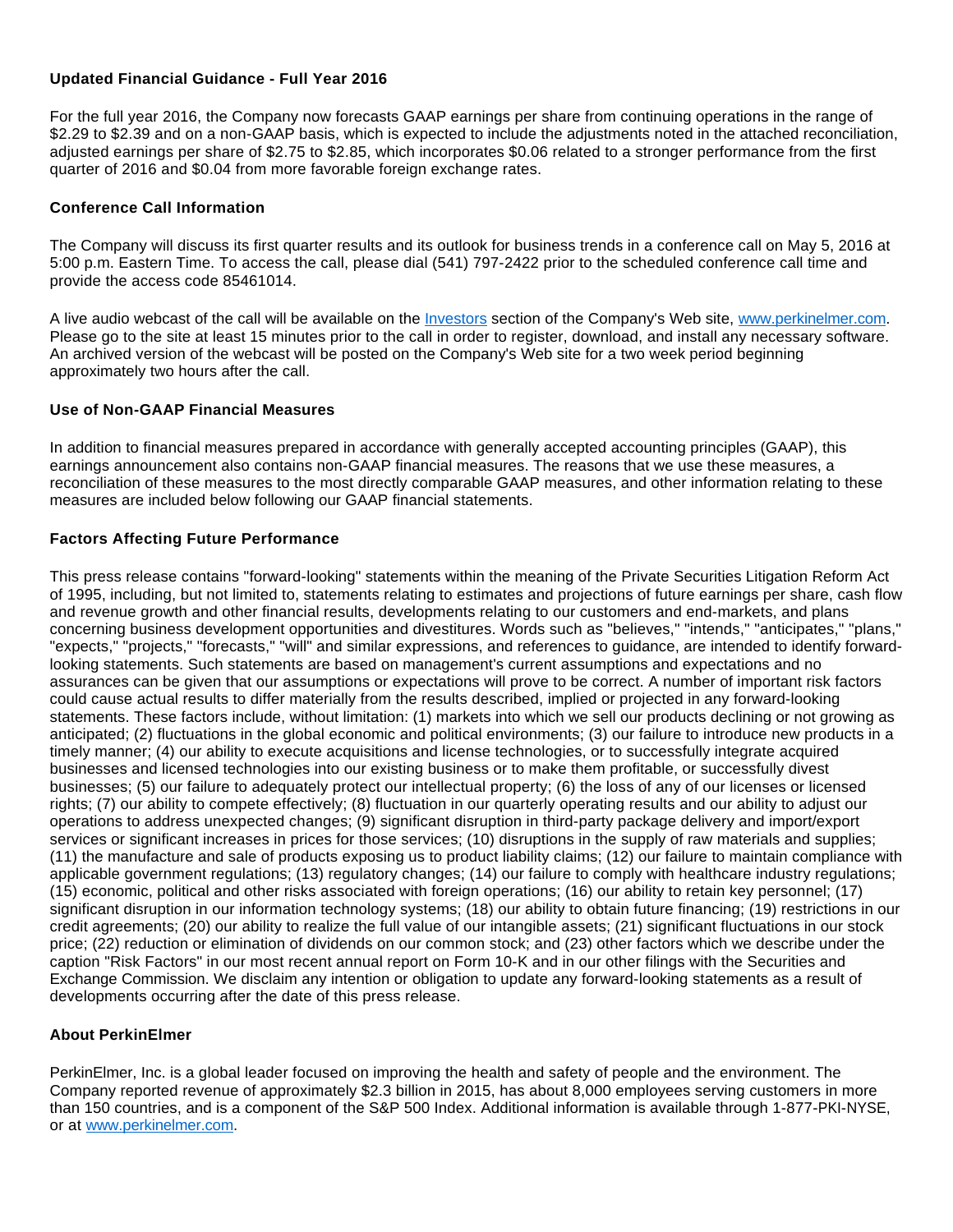**Updated Financial Guidance - Full Year 2016**

For the full year 2016, the Company now forecasts GAAP earnings per share from continuing operations in the range of $2.29 to $2.39 and on a non-GAAP basis, which is expected to include the adjustments noted in the attached reconciliation, adjusted earnings per share of $2.75 to $2.85, which incorporates $0.06 related to a stronger performance from the first quarter of 2016 and $0.04 from more favorable foreign exchange rates.

**Conference Call Information**

The Company will discuss its first quarter results and its outlook for business trends in a conference call on May 5, 2016 at 5:00 p.m. Eastern Time. To access the call, please dial (541) 797-2422 prior to the scheduled conference call time and provide the access code 85461014.

A live audio webcast of the call will be available on the Investors section of the Company's Web site, www.perkinelmer.com. Please go to the site at least 15 minutes prior to the call in order to register, download, and install any necessary software. An archived version of the webcast will be posted on the Company's Web site for a two week period beginning approximately two hours after the call.

**Use of Non-GAAP Financial Measures**

In addition to financial measures prepared in accordance with generally accepted accounting principles (GAAP), this earnings announcement also contains non-GAAP financial measures. The reasons that we use these measures, a reconciliation of these measures to the most directly comparable GAAP measures, and other information relating to these measures are included below following our GAAP financial statements.

**Factors Affecting Future Performance**

This press release contains "forward-looking" statements within the meaning of the Private Securities Litigation Reform Act of 1995, including, but not limited to, statements relating to estimates and projections of future earnings per share, cash flow and revenue growth and other financial results, developments relating to our customers and end-markets, and plans concerning business development opportunities and divestitures. Words such as "believes," "intends," "anticipates," "plans," "expects," "projects," "forecasts," "will" and similar expressions, and references to guidance, are intended to identify forward-looking statements. Such statements are based on management's current assumptions and expectations and no assurances can be given that our assumptions or expectations will prove to be correct. A number of important risk factors could cause actual results to differ materially from the results described, implied or projected in any forward-looking statements. These factors include, without limitation: (1) markets into which we sell our products declining or not growing as anticipated; (2) fluctuations in the global economic and political environments; (3) our failure to introduce new products in a timely manner; (4) our ability to execute acquisitions and license technologies, or to successfully integrate acquired businesses and licensed technologies into our existing business or to make them profitable, or successfully divest businesses; (5) our failure to adequately protect our intellectual property; (6) the loss of any of our licenses or licensed rights; (7) our ability to compete effectively; (8) fluctuation in our quarterly operating results and our ability to adjust our operations to address unexpected changes; (9) significant disruption in third-party package delivery and import/export services or significant increases in prices for those services; (10) disruptions in the supply of raw materials and supplies; (11) the manufacture and sale of products exposing us to product liability claims; (12) our failure to maintain compliance with applicable government regulations; (13) regulatory changes; (14) our failure to comply with healthcare industry regulations; (15) economic, political and other risks associated with foreign operations; (16) our ability to retain key personnel; (17) significant disruption in our information technology systems; (18) our ability to obtain future financing; (19) restrictions in our credit agreements; (20) our ability to realize the full value of our intangible assets; (21) significant fluctuations in our stock price; (22) reduction or elimination of dividends on our common stock; and (23) other factors which we describe under the caption "Risk Factors" in our most recent annual report on Form 10-K and in our other filings with the Securities and Exchange Commission. We disclaim any intention or obligation to update any forward-looking statements as a result of developments occurring after the date of this press release.

**About PerkinElmer**

PerkinElmer, Inc. is a global leader focused on improving the health and safety of people and the environment. The Company reported revenue of approximately $2.3 billion in 2015, has about 8,000 employees serving customers in more than 150 countries, and is a component of the S&P 500 Index. Additional information is available through 1-877-PKI-NYSE, or at www.perkinelmer.com.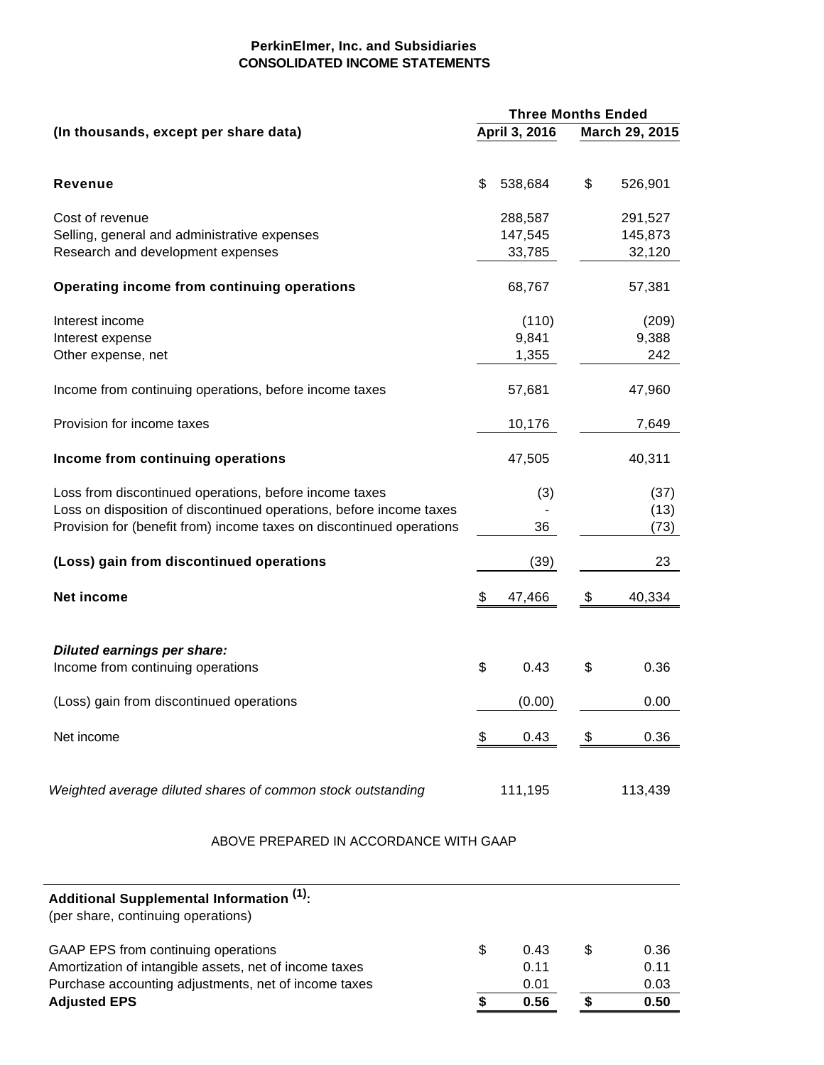**PerkinElmer, Inc. and Subsidiaries**
**CONSOLIDATED INCOME STATEMENTS**

| (In thousands, except per share data) | Three Months Ended April 3, 2016 | Three Months Ended March 29, 2015 |
|---|---|---|
| **Revenue** | $ 538,684 | $ 526,901 |
| Cost of revenue | 288,587 | 291,527 |
| Selling, general and administrative expenses | 147,545 | 145,873 |
| Research and development expenses | 33,785 | 32,120 |
| **Operating income from continuing operations** | 68,767 | 57,381 |
| Interest income | (110) | (209) |
| Interest expense | 9,841 | 9,388 |
| Other expense, net | 1,355 | 242 |
| Income from continuing operations, before income taxes | 57,681 | 47,960 |
| Provision for income taxes | 10,176 | 7,649 |
| **Income from continuing operations** | 47,505 | 40,311 |
| Loss from discontinued operations, before income taxes | (3) | (37) |
| Loss on disposition of discontinued operations, before income taxes | - | (13) |
| Provision for (benefit from) income taxes on discontinued operations | 36 | (73) |
| **(Loss) gain from discontinued operations** | (39) | 23 |
| **Net income** | $ 47,466 | $ 40,334 |
| ***Diluted earnings per share:*** | | |
| Income from continuing operations | $ 0.43 | $ 0.36 |
| (Loss) gain from discontinued operations | (0.00) | 0.00 |
| Net income | $ 0.43 | $ 0.36 |
| *Weighted average diluted shares of common stock outstanding* | 111,195 | 113,439 |

ABOVE PREPARED IN ACCORDANCE WITH GAAP

**Additional Supplemental Information [1]:**
(per share, continuing operations)

| | April 3, 2016 | March 29, 2015 |
|---|---|---|
| GAAP EPS from continuing operations | $ 0.43 | $ 0.36 |
| Amortization of intangible assets, net of income taxes | 0.11 | 0.11 |
| Purchase accounting adjustments, net of income taxes | 0.01 | 0.03 |
| **Adjusted EPS** | **$ 0.56** | **$ 0.50** |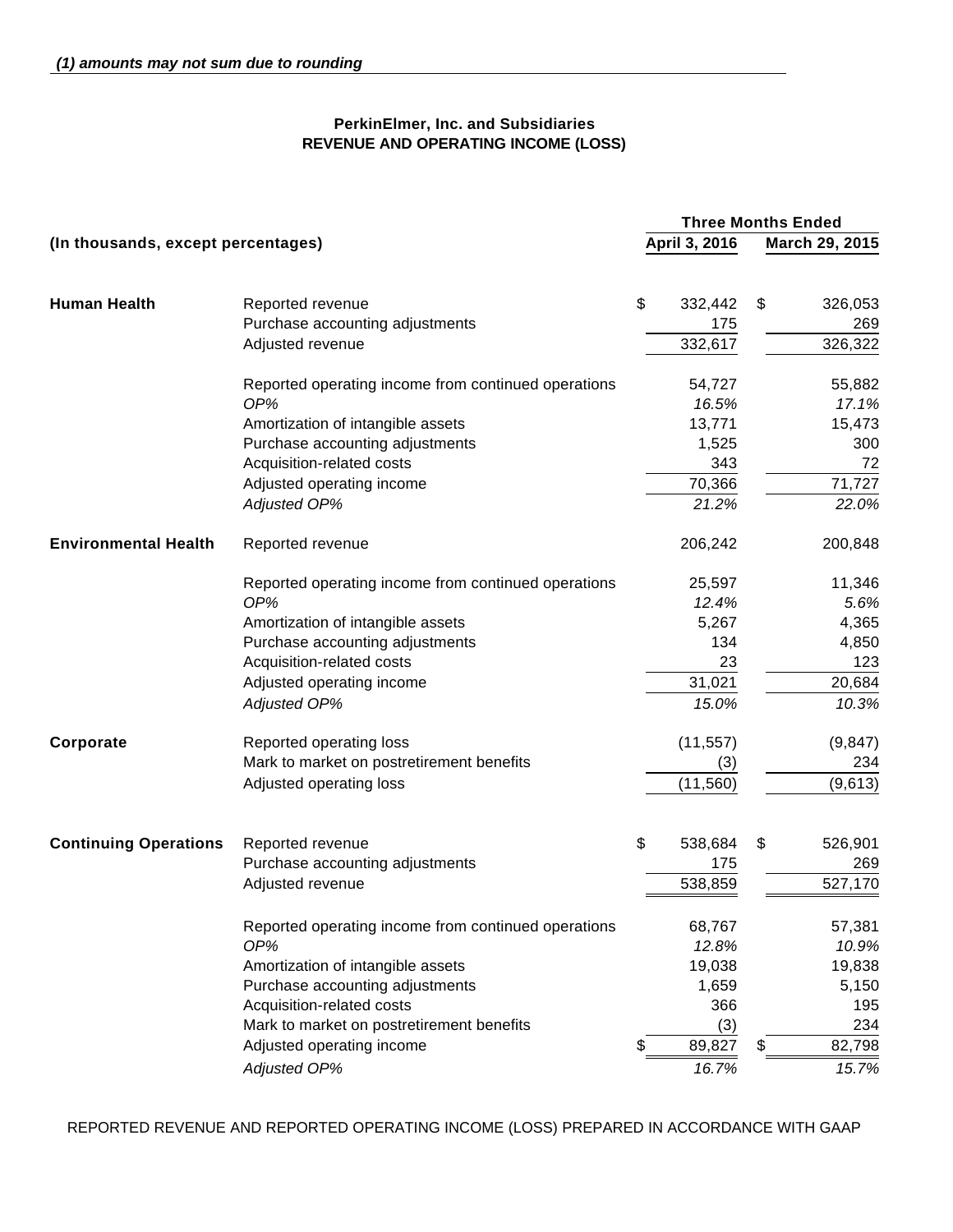*(1) amounts may not sum due to rounding*

**PerkinElmer, Inc. and Subsidiaries**
**REVENUE AND OPERATING INCOME (LOSS)**

| (In thousands, except percentages) | | Three Months Ended | |
|---|---|---|---|
| | | April 3, 2016 | March 29, 2015 |
| **Human Health** | Reported revenue | $ 332,442 | $ 326,053 |
| | Purchase accounting adjustments | 175 | 269 |
| | Adjusted revenue | 332,617 | 326,322 |
| | Reported operating income from continued operations | 54,727 | 55,882 |
| | *OP%* | *16.5%* | *17.1%* |
| | Amortization of intangible assets | 13,771 | 15,473 |
| | Purchase accounting adjustments | 1,525 | 300 |
| | Acquisition-related costs | 343 | 72 |
| | Adjusted operating income | 70,366 | 71,727 |
| | *Adjusted OP%* | *21.2%* | *22.0%* |
| **Environmental Health** | Reported revenue | 206,242 | 200,848 |
| | Reported operating income from continued operations | 25,597 | 11,346 |
| | *OP%* | *12.4%* | *5.6%* |
| | Amortization of intangible assets | 5,267 | 4,365 |
| | Purchase accounting adjustments | 134 | 4,850 |
| | Acquisition-related costs | 23 | 123 |
| | Adjusted operating income | 31,021 | 20,684 |
| | *Adjusted OP%* | *15.0%* | *10.3%* |
| **Corporate** | Reported operating loss | (11,557) | (9,847) |
| | Mark to market on postretirement benefits | (3) | 234 |
| | Adjusted operating loss | (11,560) | (9,613) |
| **Continuing Operations** | Reported revenue | $ 538,684 | $ 526,901 |
| | Purchase accounting adjustments | 175 | 269 |
| | Adjusted revenue | 538,859 | 527,170 |
| | Reported operating income from continued operations | 68,767 | 57,381 |
| | *OP%* | *12.8%* | *10.9%* |
| | Amortization of intangible assets | 19,038 | 19,838 |
| | Purchase accounting adjustments | 1,659 | 5,150 |
| | Acquisition-related costs | 366 | 195 |
| | Mark to market on postretirement benefits | (3) | 234 |
| | Adjusted operating income | $ 89,827 | $ 82,798 |
| | *Adjusted OP%* | *16.7%* | *15.7%* |

REPORTED REVENUE AND REPORTED OPERATING INCOME (LOSS) PREPARED IN ACCORDANCE WITH GAAP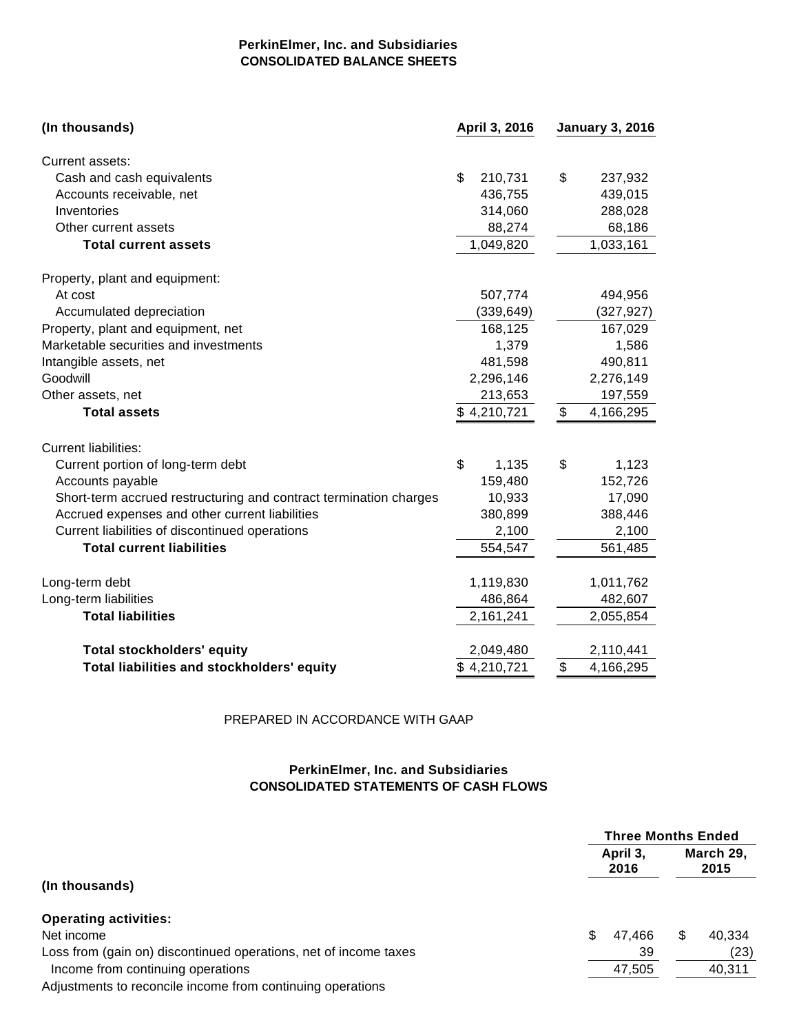**PerkinElmer, Inc. and Subsidiaries**
**CONSOLIDATED BALANCE SHEETS**

| (In thousands) | April 3, 2016 | January 3, 2016 |
|---|---|---|
| Current assets: | | |
| Cash and cash equivalents | $ 210,731 | $ 237,932 |
| Accounts receivable, net | 436,755 | 439,015 |
| Inventories | 314,060 | 288,028 |
| Other current assets | 88,274 | 68,186 |
| **Total current assets** | 1,049,820 | 1,033,161 |
| Property, plant and equipment: | | |
| At cost | 507,774 | 494,956 |
| Accumulated depreciation | (339,649) | (327,927) |
| Property, plant and equipment, net | 168,125 | 167,029 |
| Marketable securities and investments | 1,379 | 1,586 |
| Intangible assets, net | 481,598 | 490,811 |
| Goodwill | 2,296,146 | 2,276,149 |
| Other assets, net | 213,653 | 197,559 |
| **Total assets** | $ 4,210,721 | $ 4,166,295 |
| Current liabilities: | | |
| Current portion of long-term debt | $ 1,135 | $ 1,123 |
| Accounts payable | 159,480 | 152,726 |
| Short-term accrued restructuring and contract termination charges | 10,933 | 17,090 |
| Accrued expenses and other current liabilities | 380,899 | 388,446 |
| Current liabilities of discontinued operations | 2,100 | 2,100 |
| **Total current liabilities** | 554,547 | 561,485 |
| Long-term debt | 1,119,830 | 1,011,762 |
| Long-term liabilities | 486,864 | 482,607 |
| **Total liabilities** | 2,161,241 | 2,055,854 |
| **Total stockholders' equity** | 2,049,480 | 2,110,441 |
| **Total liabilities and stockholders' equity** | $ 4,210,721 | $ 4,166,295 |

PREPARED IN ACCORDANCE WITH GAAP

**PerkinElmer, Inc. and Subsidiaries**
**CONSOLIDATED STATEMENTS OF CASH FLOWS**

| | Three Months Ended | |
|---|---|---|
| (In thousands) | April 3, 2016 | March 29, 2015 |
| **Operating activities:** | | |
| Net income | $ 47,466 | $ 40,334 |
| Loss from (gain on) discontinued operations, net of income taxes | 39 | (23) |
| Income from continuing operations | 47,505 | 40,311 |
| Adjustments to reconcile income from continuing operations | | |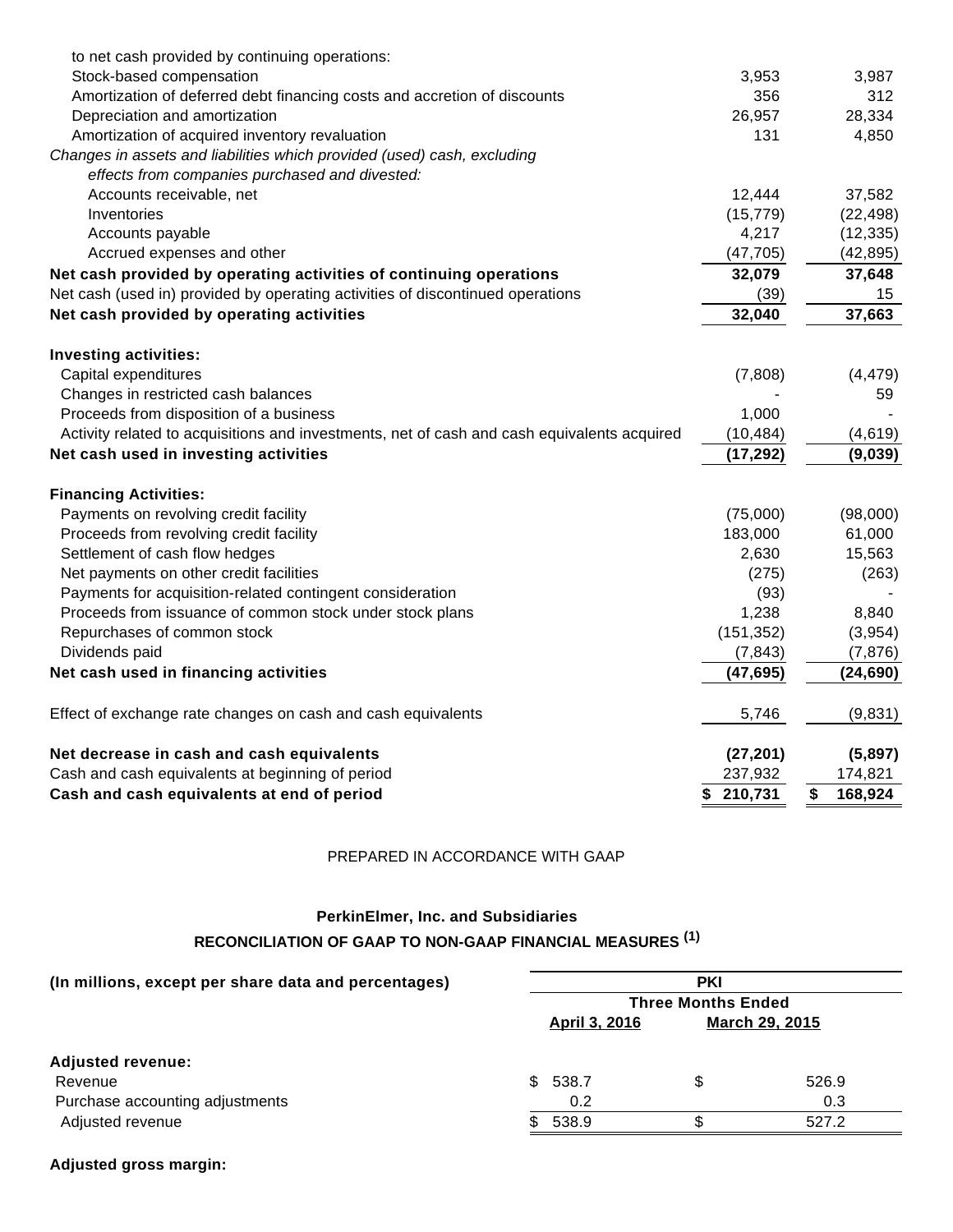| | | |
|---|---|---|
| to net cash provided by continuing operations: | | |
| Stock-based compensation | 3,953 | 3,987 |
| Amortization of deferred debt financing costs and accretion of discounts | 356 | 312 |
| Depreciation and amortization | 26,957 | 28,334 |
| Amortization of acquired inventory revaluation | 131 | 4,850 |
| *Changes in assets and liabilities which provided (used) cash, excluding effects from companies purchased and divested:* | | |
| Accounts receivable, net | 12,444 | 37,582 |
| Inventories | (15,779) | (22,498) |
| Accounts payable | 4,217 | (12,335) |
| Accrued expenses and other | (47,705) | (42,895) |
| **Net cash provided by operating activities of continuing operations** | **32,079** | **37,648** |
| Net cash (used in) provided by operating activities of discontinued operations | (39) | 15 |
| **Net cash provided by operating activities** | **32,040** | **37,663** |
| | | |
| **Investing activities:** | | |
| Capital expenditures | (7,808) | (4,479) |
| Changes in restricted cash balances | - | 59 |
| Proceeds from disposition of a business | 1,000 | - |
| Activity related to acquisitions and investments, net of cash and cash equivalents acquired | (10,484) | (4,619) |
| **Net cash used in investing activities** | **(17,292)** | **(9,039)** |
| | | |
| **Financing Activities:** | | |
| Payments on revolving credit facility | (75,000) | (98,000) |
| Proceeds from revolving credit facility | 183,000 | 61,000 |
| Settlement of cash flow hedges | 2,630 | 15,563 |
| Net payments on other credit facilities | (275) | (263) |
| Payments for acquisition-related contingent consideration | (93) | - |
| Proceeds from issuance of common stock under stock plans | 1,238 | 8,840 |
| Repurchases of common stock | (151,352) | (3,954) |
| Dividends paid | (7,843) | (7,876) |
| **Net cash used in financing activities** | **(47,695)** | **(24,690)** |
| | | |
| Effect of exchange rate changes on cash and cash equivalents | 5,746 | (9,831) |
| | | |
| **Net decrease in cash and cash equivalents** | **(27,201)** | **(5,897)** |
| Cash and cash equivalents at beginning of period | 237,932 | 174,821 |
| **Cash and cash equivalents at end of period** | **$ 210,731** | **$ 168,924** |

PREPARED IN ACCORDANCE WITH GAAP

**PerkinElmer, Inc. and Subsidiaries**

**RECONCILIATION OF GAAP TO NON-GAAP FINANCIAL MEASURES (1)**

| **(In millions, except per share data and percentages)** | **PKI** | |
|---|---|---|
| | **Three Months Ended** | |
| | **April 3, 2016** | **March 29, 2015** |
| **Adjusted revenue:** | | |
| Revenue | $ 538.7 | $ 526.9 |
| Purchase accounting adjustments | 0.2 | 0.3 |
| Adjusted revenue | $ 538.9 | $ 527.2 |
| | | |
| **Adjusted gross margin:** | | |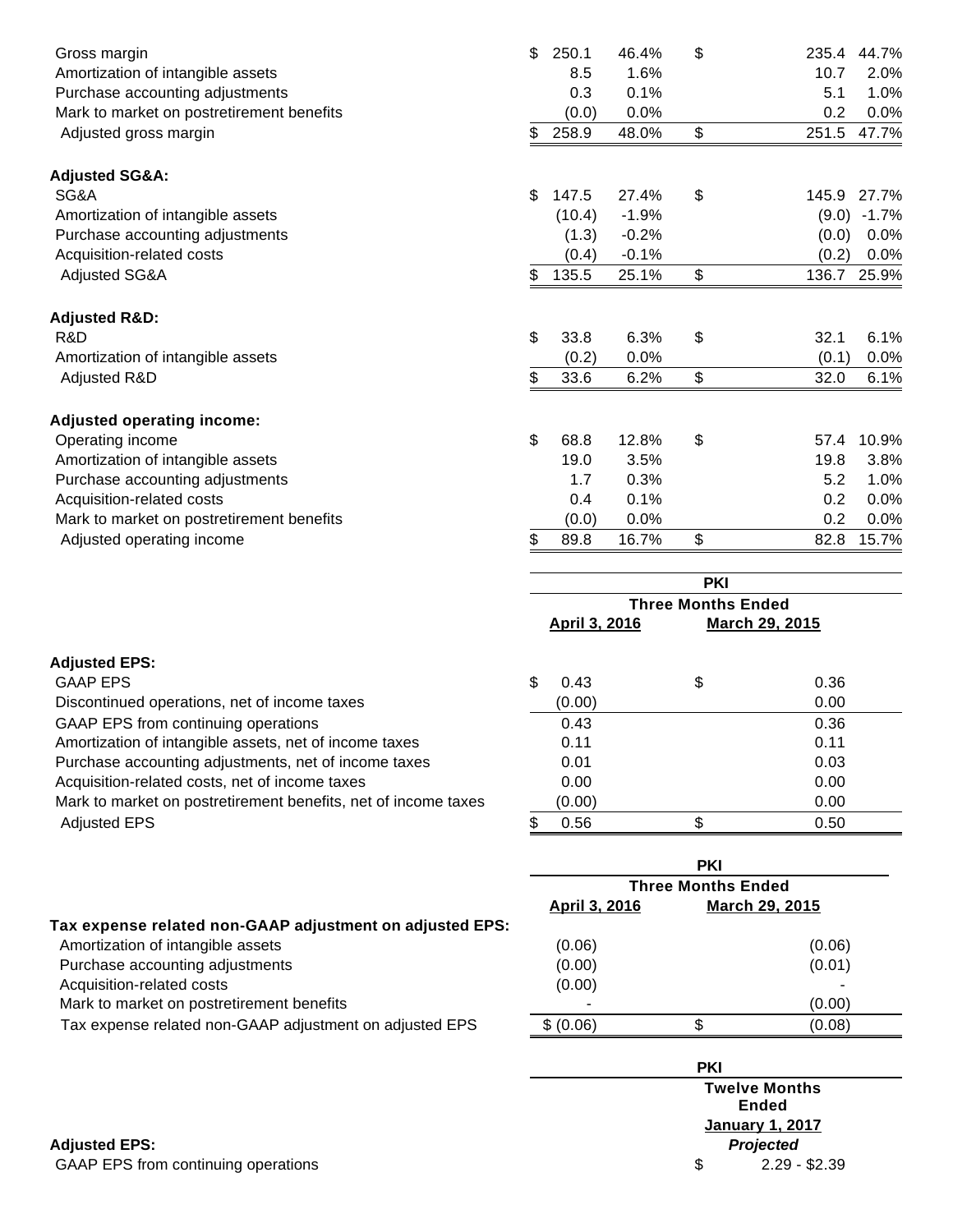| | April 3, 2016 | | March 29, 2015 | |
|---|---|---|---|---|
| Gross margin | $ 250.1 | 46.4% | $ 235.4 | 44.7% |
| Amortization of intangible assets | 8.5 | 1.6% | 10.7 | 2.0% |
| Purchase accounting adjustments | 0.3 | 0.1% | 5.1 | 1.0% |
| Mark to market on postretirement benefits | (0.0) | 0.0% | 0.2 | 0.0% |
| Adjusted gross margin | $ 258.9 | 48.0% | $ 251.5 | 47.7% |
| | | | | |
| **Adjusted SG&A:** | | | | |
| SG&A | $ 147.5 | 27.4% | $ 145.9 | 27.7% |
| Amortization of intangible assets | (10.4) | -1.9% | (9.0) | -1.7% |
| Purchase accounting adjustments | (1.3) | -0.2% | (0.0) | 0.0% |
| Acquisition-related costs | (0.4) | -0.1% | (0.2) | 0.0% |
| Adjusted SG&A | $ 135.5 | 25.1% | $ 136.7 | 25.9% |
| | | | | |
| **Adjusted R&D:** | | | | |
| R&D | $ 33.8 | 6.3% | $ 32.1 | 6.1% |
| Amortization of intangible assets | (0.2) | 0.0% | (0.1) | 0.0% |
| Adjusted R&D | $ 33.6 | 6.2% | $ 32.0 | 6.1% |
| | | | | |
| **Adjusted operating income:** | | | | |
| Operating income | $ 68.8 | 12.8% | $ 57.4 | 10.9% |
| Amortization of intangible assets | 19.0 | 3.5% | 19.8 | 3.8% |
| Purchase accounting adjustments | 1.7 | 0.3% | 5.2 | 1.0% |
| Acquisition-related costs | 0.4 | 0.1% | 0.2 | 0.0% |
| Mark to market on postretirement benefits | (0.0) | 0.0% | 0.2 | 0.0% |
| Adjusted operating income | $ 89.8 | 16.7% | $ 82.8 | 15.7% |

| | PKI | |
|---|---|---|
| | Three Months Ended | |
| | April 3, 2016 | March 29, 2015 |
| **Adjusted EPS:** | | |
| GAAP EPS | $ 0.43 | $ 0.36 |
| Discontinued operations, net of income taxes | (0.00) | 0.00 |
| GAAP EPS from continuing operations | 0.43 | 0.36 |
| Amortization of intangible assets, net of income taxes | 0.11 | 0.11 |
| Purchase accounting adjustments, net of income taxes | 0.01 | 0.03 |
| Acquisition-related costs, net of income taxes | 0.00 | 0.00 |
| Mark to market on postretirement benefits, net of income taxes | (0.00) | 0.00 |
| Adjusted EPS | $ 0.56 | $ 0.50 |

| | PKI | |
|---|---|---|
| | Three Months Ended | |
| | April 3, 2016 | March 29, 2015 |
| **Tax expense related non-GAAP adjustment on adjusted EPS:** | | |
| Amortization of intangible assets | (0.06) | (0.06) |
| Purchase accounting adjustments | (0.00) | (0.01) |
| Acquisition-related costs | (0.00) | - |
| Mark to market on postretirement benefits | - | (0.00) |
| Tax expense related non-GAAP adjustment on adjusted EPS | $ (0.06) | $ (0.08) |

| | PKI |
|---|---|
| | Twelve Months Ended |
| | January 1, 2017 |
| **Adjusted EPS:** | *Projected* |
| GAAP EPS from continuing operations | $ 2.29 - $2.39 |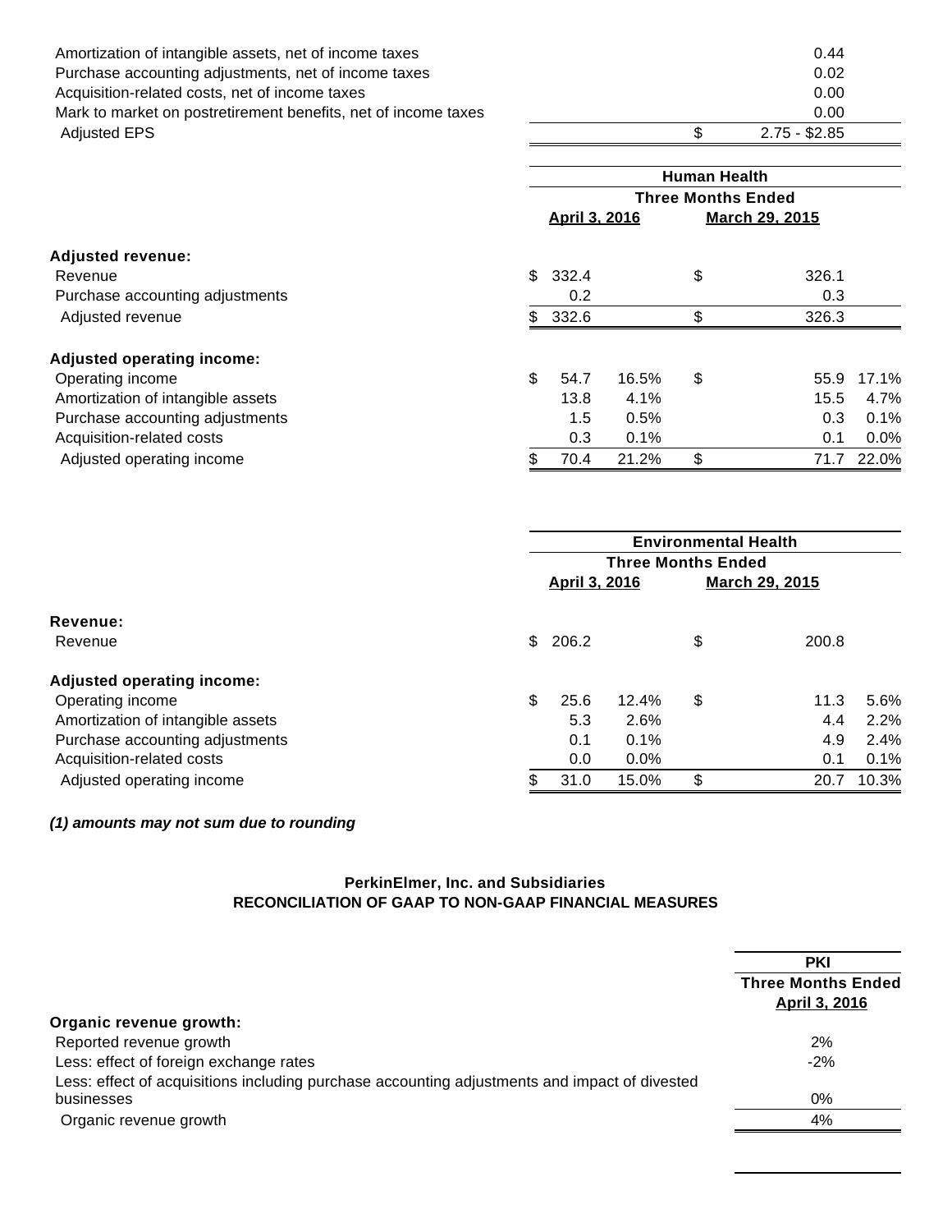| | |
|---|---|
| Amortization of intangible assets, net of income taxes | 0.44 |
| Purchase accounting adjustments, net of income taxes | 0.02 |
| Acquisition-related costs, net of income taxes | 0.00 |
| Mark to market on postretirement benefits, net of income taxes | 0.00 |
| Adjusted EPS | $ 2.75 - $2.85 |

| | Human Health | | | |
|---|---|---|---|---|
| | Three Months Ended | | | |
| | April 3, 2016 | | March 29, 2015 | |
| **Adjusted revenue:** | | | | |
| Revenue | $ 332.4 | | $ 326.1 | |
| Purchase accounting adjustments | 0.2 | | 0.3 | |
| Adjusted revenue | $ 332.6 | | $ 326.3 | |
| **Adjusted operating income:** | | | | |
| Operating income | $ 54.7 | 16.5% | $ 55.9 | 17.1% |
| Amortization of intangible assets | 13.8 | 4.1% | 15.5 | 4.7% |
| Purchase accounting adjustments | 1.5 | 0.5% | 0.3 | 0.1% |
| Acquisition-related costs | 0.3 | 0.1% | 0.1 | 0.0% |
| Adjusted operating income | $ 70.4 | 21.2% | $ 71.7 | 22.0% |

| | Environmental Health | | | |
|---|---|---|---|---|
| | Three Months Ended | | | |
| | April 3, 2016 | | March 29, 2015 | |
| **Revenue:** | | | | |
| Revenue | $ 206.2 | | $ 200.8 | |
| **Adjusted operating income:** | | | | |
| Operating income | $ 25.6 | 12.4% | $ 11.3 | 5.6% |
| Amortization of intangible assets | 5.3 | 2.6% | 4.4 | 2.2% |
| Purchase accounting adjustments | 0.1 | 0.1% | 4.9 | 2.4% |
| Acquisition-related costs | 0.0 | 0.0% | 0.1 | 0.1% |
| Adjusted operating income | $ 31.0 | 15.0% | $ 20.7 | 10.3% |

***(1) amounts may not sum due to rounding***

**PerkinElmer, Inc. and Subsidiaries**
**RECONCILIATION OF GAAP TO NON-GAAP FINANCIAL MEASURES**

| | PKI |
|---|---|
| | Three Months Ended April 3, 2016 |
| **Organic revenue growth:** | |
| Reported revenue growth | 2% |
| Less: effect of foreign exchange rates | -2% |
| Less: effect of acquisitions including purchase accounting adjustments and impact of divested businesses | 0% |
| Organic revenue growth | 4% |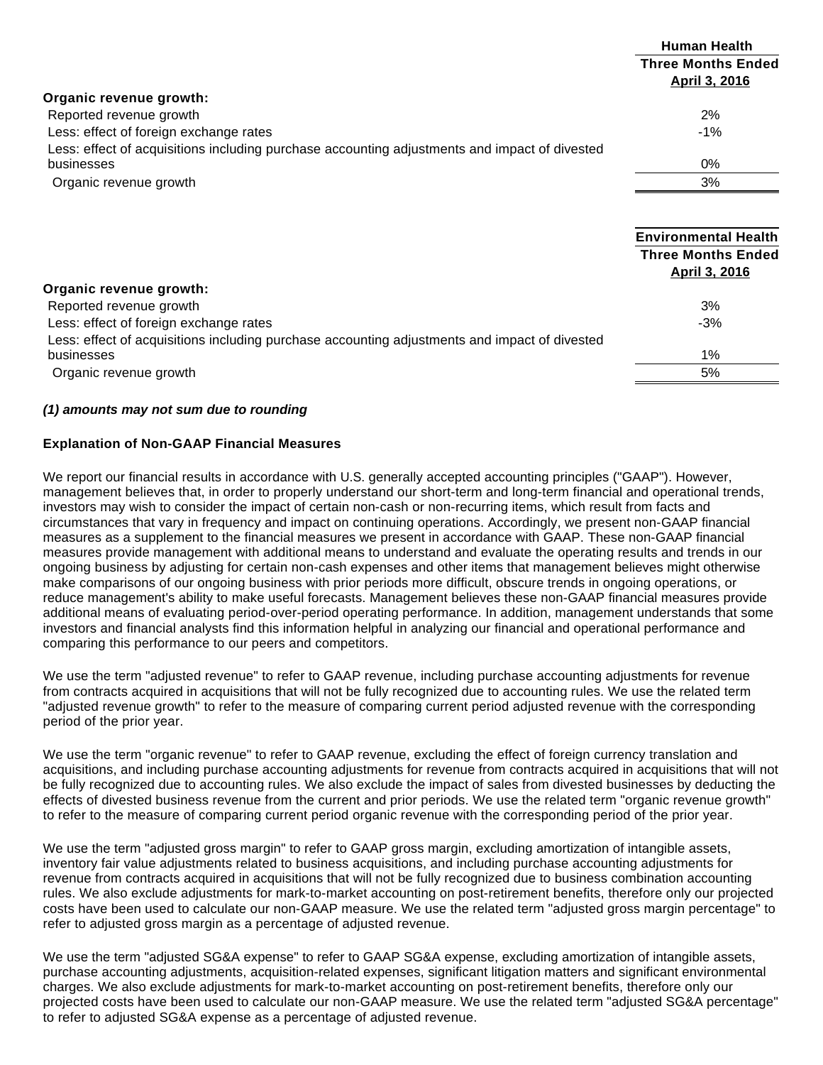| | Human Health |
|---|---|
| | Three Months Ended April 3, 2016 |
| **Organic revenue growth:** | |
| Reported revenue growth | 2% |
| Less: effect of foreign exchange rates | -1% |
| Less: effect of acquisitions including purchase accounting adjustments and impact of divested businesses | 0% |
| Organic revenue growth | 3% |

| | Environmental Health |
|---|---|
| | Three Months Ended April 3, 2016 |
| **Organic revenue growth:** | |
| Reported revenue growth | 3% |
| Less: effect of foreign exchange rates | -3% |
| Less: effect of acquisitions including purchase accounting adjustments and impact of divested businesses | 1% |
| Organic revenue growth | 5% |

***(1) amounts may not sum due to rounding***

**Explanation of Non-GAAP Financial Measures**

We report our financial results in accordance with U.S. generally accepted accounting principles ("GAAP"). However, management believes that, in order to properly understand our short-term and long-term financial and operational trends, investors may wish to consider the impact of certain non-cash or non-recurring items, which result from facts and circumstances that vary in frequency and impact on continuing operations. Accordingly, we present non-GAAP financial measures as a supplement to the financial measures we present in accordance with GAAP. These non-GAAP financial measures provide management with additional means to understand and evaluate the operating results and trends in our ongoing business by adjusting for certain non-cash expenses and other items that management believes might otherwise make comparisons of our ongoing business with prior periods more difficult, obscure trends in ongoing operations, or reduce management's ability to make useful forecasts. Management believes these non-GAAP financial measures provide additional means of evaluating period-over-period operating performance. In addition, management understands that some investors and financial analysts find this information helpful in analyzing our financial and operational performance and comparing this performance to our peers and competitors.

We use the term "adjusted revenue" to refer to GAAP revenue, including purchase accounting adjustments for revenue from contracts acquired in acquisitions that will not be fully recognized due to accounting rules. We use the related term "adjusted revenue growth" to refer to the measure of comparing current period adjusted revenue with the corresponding period of the prior year.

We use the term "organic revenue" to refer to GAAP revenue, excluding the effect of foreign currency translation and acquisitions, and including purchase accounting adjustments for revenue from contracts acquired in acquisitions that will not be fully recognized due to accounting rules. We also exclude the impact of sales from divested businesses by deducting the effects of divested business revenue from the current and prior periods. We use the related term "organic revenue growth" to refer to the measure of comparing current period organic revenue with the corresponding period of the prior year.

We use the term "adjusted gross margin" to refer to GAAP gross margin, excluding amortization of intangible assets, inventory fair value adjustments related to business acquisitions, and including purchase accounting adjustments for revenue from contracts acquired in acquisitions that will not be fully recognized due to business combination accounting rules. We also exclude adjustments for mark-to-market accounting on post-retirement benefits, therefore only our projected costs have been used to calculate our non-GAAP measure. We use the related term "adjusted gross margin percentage" to refer to adjusted gross margin as a percentage of adjusted revenue.

We use the term "adjusted SG&A expense" to refer to GAAP SG&A expense, excluding amortization of intangible assets, purchase accounting adjustments, acquisition-related expenses, significant litigation matters and significant environmental charges. We also exclude adjustments for mark-to-market accounting on post-retirement benefits, therefore only our projected costs have been used to calculate our non-GAAP measure. We use the related term "adjusted SG&A percentage" to refer to adjusted SG&A expense as a percentage of adjusted revenue.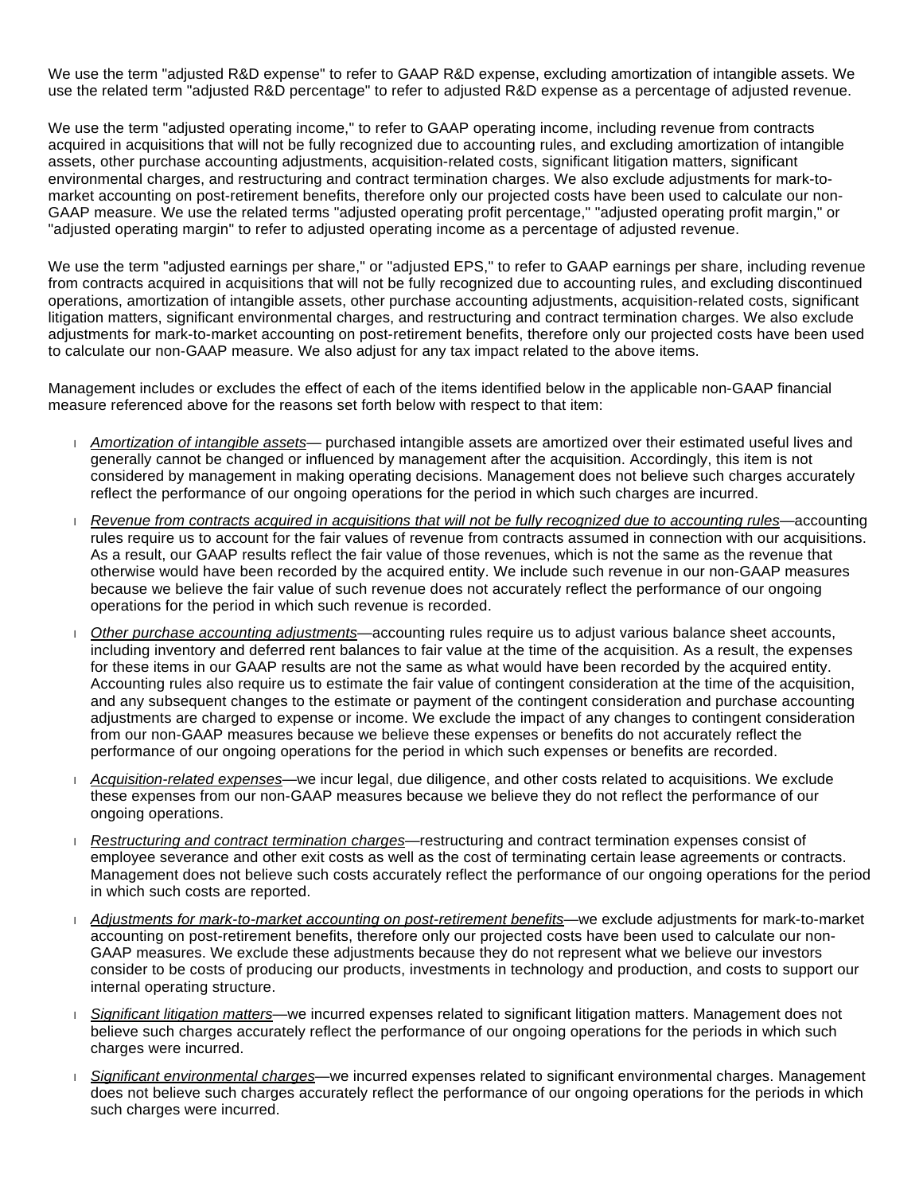We use the term "adjusted R&D expense" to refer to GAAP R&D expense, excluding amortization of intangible assets. We use the related term "adjusted R&D percentage" to refer to adjusted R&D expense as a percentage of adjusted revenue.

We use the term "adjusted operating income," to refer to GAAP operating income, including revenue from contracts acquired in acquisitions that will not be fully recognized due to accounting rules, and excluding amortization of intangible assets, other purchase accounting adjustments, acquisition-related costs, significant litigation matters, significant environmental charges, and restructuring and contract termination charges. We also exclude adjustments for mark-to-market accounting on post-retirement benefits, therefore only our projected costs have been used to calculate our non-GAAP measure. We use the related terms "adjusted operating profit percentage," "adjusted operating profit margin," or "adjusted operating margin" to refer to adjusted operating income as a percentage of adjusted revenue.

We use the term "adjusted earnings per share," or "adjusted EPS," to refer to GAAP earnings per share, including revenue from contracts acquired in acquisitions that will not be fully recognized due to accounting rules, and excluding discontinued operations, amortization of intangible assets, other purchase accounting adjustments, acquisition-related costs, significant litigation matters, significant environmental charges, and restructuring and contract termination charges. We also exclude adjustments for mark-to-market accounting on post-retirement benefits, therefore only our projected costs have been used to calculate our non-GAAP measure. We also adjust for any tax impact related to the above items.

Management includes or excludes the effect of each of the items identified below in the applicable non-GAAP financial measure referenced above for the reasons set forth below with respect to that item:

- *Amortization of intangible assets*— purchased intangible assets are amortized over their estimated useful lives and generally cannot be changed or influenced by management after the acquisition. Accordingly, this item is not considered by management in making operating decisions. Management does not believe such charges accurately reflect the performance of our ongoing operations for the period in which such charges are incurred.
- *Revenue from contracts acquired in acquisitions that will not be fully recognized due to accounting rules*—accounting rules require us to account for the fair values of revenue from contracts assumed in connection with our acquisitions. As a result, our GAAP results reflect the fair value of those revenues, which is not the same as the revenue that otherwise would have been recorded by the acquired entity. We include such revenue in our non-GAAP measures because we believe the fair value of such revenue does not accurately reflect the performance of our ongoing operations for the period in which such revenue is recorded.
- *Other purchase accounting adjustments*—accounting rules require us to adjust various balance sheet accounts, including inventory and deferred rent balances to fair value at the time of the acquisition. As a result, the expenses for these items in our GAAP results are not the same as what would have been recorded by the acquired entity. Accounting rules also require us to estimate the fair value of contingent consideration at the time of the acquisition, and any subsequent changes to the estimate or payment of the contingent consideration and purchase accounting adjustments are charged to expense or income. We exclude the impact of any changes to contingent consideration from our non-GAAP measures because we believe these expenses or benefits do not accurately reflect the performance of our ongoing operations for the period in which such expenses or benefits are recorded.
- *Acquisition-related expenses*—we incur legal, due diligence, and other costs related to acquisitions. We exclude these expenses from our non-GAAP measures because we believe they do not reflect the performance of our ongoing operations.
- *Restructuring and contract termination charges*—restructuring and contract termination expenses consist of employee severance and other exit costs as well as the cost of terminating certain lease agreements or contracts. Management does not believe such costs accurately reflect the performance of our ongoing operations for the period in which such costs are reported.
- *Adjustments for mark-to-market accounting on post-retirement benefits*—we exclude adjustments for mark-to-market accounting on post-retirement benefits, therefore only our projected costs have been used to calculate our non-GAAP measures. We exclude these adjustments because they do not represent what we believe our investors consider to be costs of producing our products, investments in technology and production, and costs to support our internal operating structure.
- *Significant litigation matters*—we incurred expenses related to significant litigation matters. Management does not believe such charges accurately reflect the performance of our ongoing operations for the periods in which such charges were incurred.
- *Significant environmental charges*—we incurred expenses related to significant environmental charges. Management does not believe such charges accurately reflect the performance of our ongoing operations for the periods in which such charges were incurred.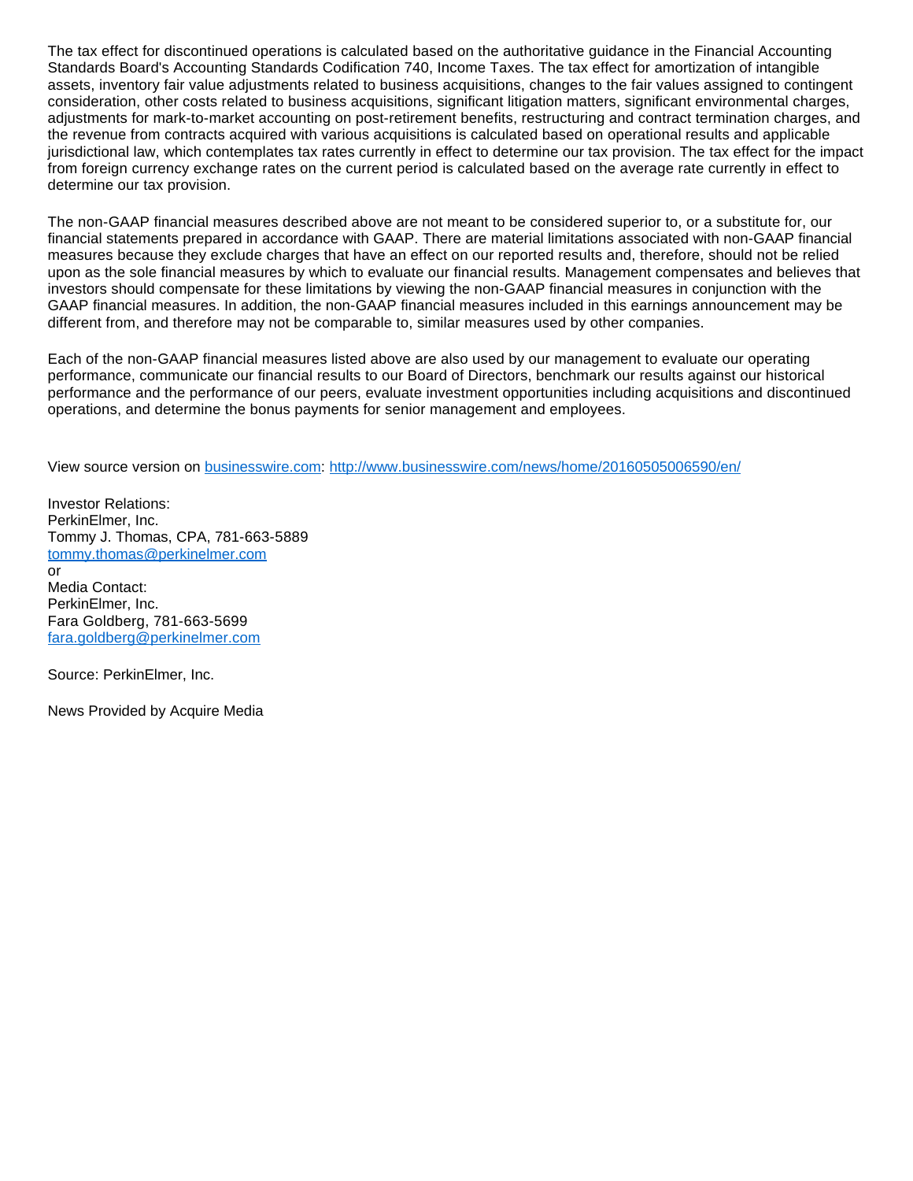The tax effect for discontinued operations is calculated based on the authoritative guidance in the Financial Accounting Standards Board's Accounting Standards Codification 740, Income Taxes. The tax effect for amortization of intangible assets, inventory fair value adjustments related to business acquisitions, changes to the fair values assigned to contingent consideration, other costs related to business acquisitions, significant litigation matters, significant environmental charges, adjustments for mark-to-market accounting on post-retirement benefits, restructuring and contract termination charges, and the revenue from contracts acquired with various acquisitions is calculated based on operational results and applicable jurisdictional law, which contemplates tax rates currently in effect to determine our tax provision. The tax effect for the impact from foreign currency exchange rates on the current period is calculated based on the average rate currently in effect to determine our tax provision.

The non-GAAP financial measures described above are not meant to be considered superior to, or a substitute for, our financial statements prepared in accordance with GAAP. There are material limitations associated with non-GAAP financial measures because they exclude charges that have an effect on our reported results and, therefore, should not be relied upon as the sole financial measures by which to evaluate our financial results. Management compensates and believes that investors should compensate for these limitations by viewing the non-GAAP financial measures in conjunction with the GAAP financial measures. In addition, the non-GAAP financial measures included in this earnings announcement may be different from, and therefore may not be comparable to, similar measures used by other companies.

Each of the non-GAAP financial measures listed above are also used by our management to evaluate our operating performance, communicate our financial results to our Board of Directors, benchmark our results against our historical performance and the performance of our peers, evaluate investment opportunities including acquisitions and discontinued operations, and determine the bonus payments for senior management and employees.

View source version on businesswire.com: http://www.businesswire.com/news/home/20160505006590/en/

Investor Relations:
PerkinElmer, Inc.
Tommy J. Thomas, CPA, 781-663-5889
tommy.thomas@perkinelmer.com
or
Media Contact:
PerkinElmer, Inc.
Fara Goldberg, 781-663-5699
fara.goldberg@perkinelmer.com

Source: PerkinElmer, Inc.

News Provided by Acquire Media